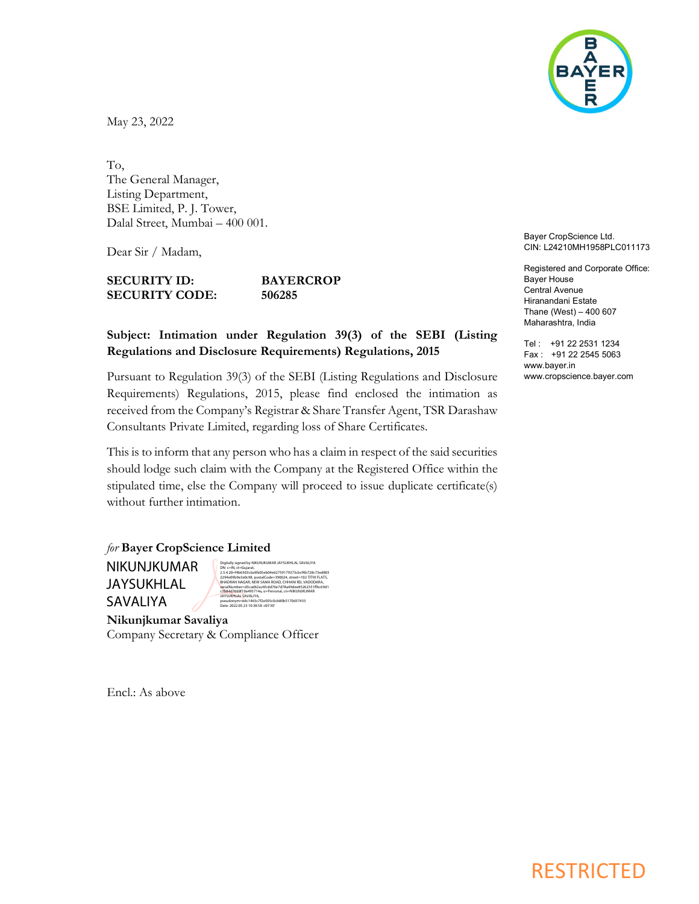May 23, 2022

To,
The General Manager,
Listing Department,
BSE Limited, P. J. Tower,
Dalal Street, Mumbai – 400 001.

Bayer CropScience Ltd.
CIN: L24210MH1958PLC011173

Registered and Corporate Office:
Bayer House
Central Avenue
Hiranandani Estate
Thane (West) – 400 607
Maharashtra, India

Tel : +91 22 2531 1234
Fax : +91 22 2545 5063
www.bayer.in
www.cropscience.bayer.com

Dear Sir / Madam,

**SECURITY ID: BAYERCROP**
**SECURITY CODE: 506285**

**Subject: Intimation under Regulation 39(3) of the SEBI (Listing Regulations and Disclosure Requirements) Regulations, 2015**

Pursuant to Regulation 39(3) of the SEBI (Listing Regulations and Disclosure Requirements) Regulations, 2015, please find enclosed the intimation as received from the Company's Registrar & Share Transfer Agent, TSR Darashaw Consultants Private Limited, regarding loss of Share Certificates.

This is to inform that any person who has a claim in respect of the said securities should lodge such claim with the Company at the Registered Office within the stipulated time, else the Company will proceed to issue duplicate certificate(s) without further intimation.

*for* **Bayer CropScience Limited**

NIKUNJKUMAR JAYSUKHLAL SAVALIYA

Digitally signed by NIKUNJKUMAR JAYSUKHLAL SAVALIYA
Date: 2022.05.23 10:38:58 +05'30'

**Nikunjkumar Savaliya**
Company Secretary & Compliance Officer

Encl.: As above

RESTRICTED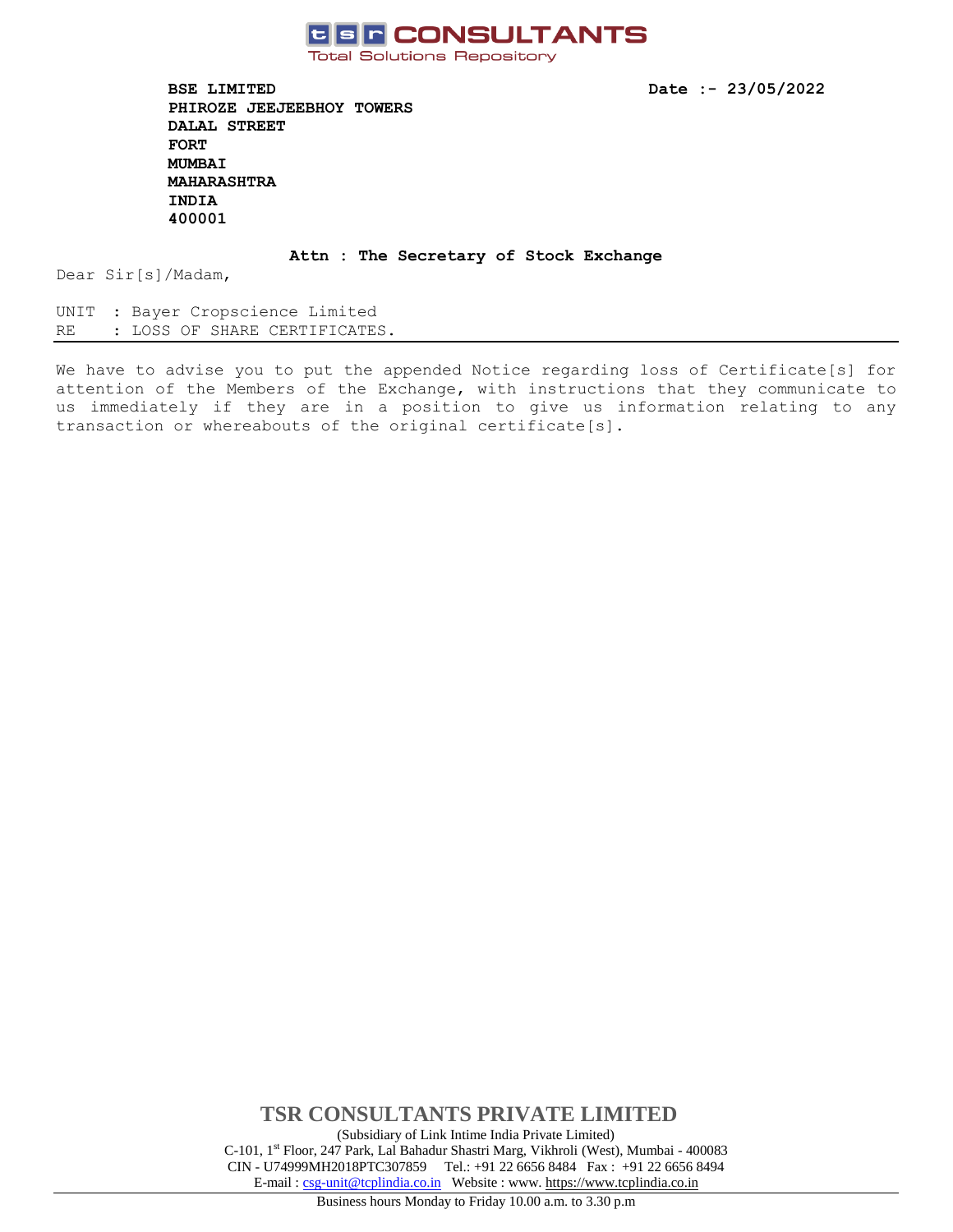**TSR CONSULTANTS**
Total Solutions Repository

**BSE LIMITED**
**PHIROZE JEEJEEBHOY TOWERS**
**DALAL STREET**
**FORT**
**MUMBAI**
**MAHARASHTRA**
**INDIA**
**400001**

**Date :- 23/05/2022**

**Attn : The Secretary of Stock Exchange**

Dear Sir[s]/Madam,

UNIT : Bayer Cropscience Limited
RE : LOSS OF SHARE CERTIFICATES.

---

We have to advise you to put the appended Notice regarding loss of Certificate[s] for attention of the Members of the Exchange, with instructions that they communicate to us immediately if they are in a position to give us information relating to any transaction or whereabouts of the original certificate[s].

**TSR CONSULTANTS PRIVATE LIMITED**
(Subsidiary of Link Intime India Private Limited)
C-101, 1st Floor, 247 Park, Lal Bahadur Shastri Marg, Vikhroli (West), Mumbai - 400083
CIN - U74999MH2018PTC307859 Tel.: +91 22 6656 8484 Fax : +91 22 6656 8494
E-mail : csg-unit@tcplindia.co.in Website : www. https://www.tcplindia.co.in

Business hours Monday to Friday 10.00 a.m. to 3.30 p.m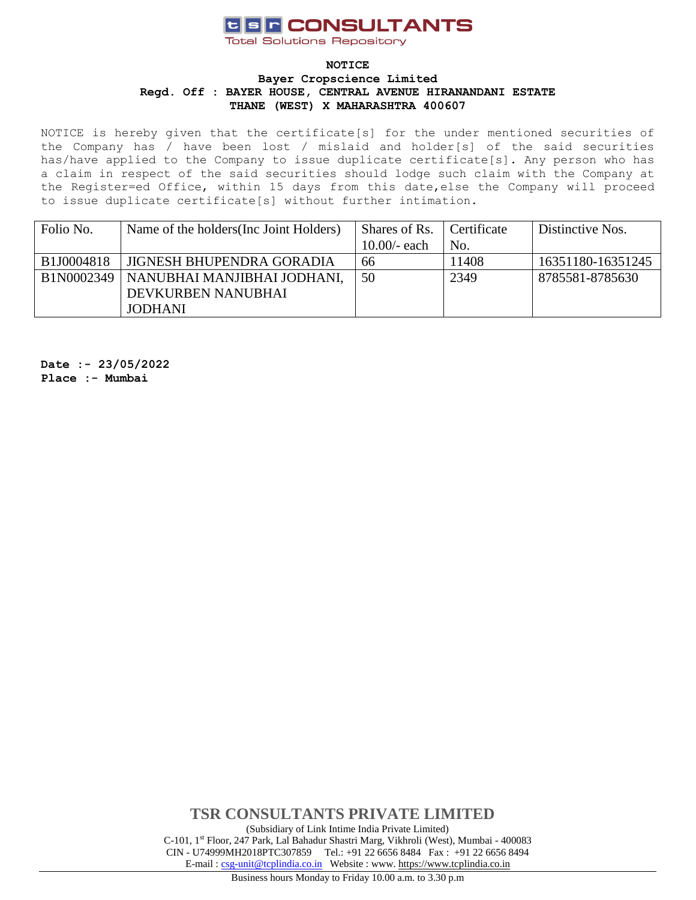**tsr CONSULTANTS**
Total Solutions Repository

**NOTICE**

**Bayer Cropscience Limited**

**Regd. Off : BAYER HOUSE, CENTRAL AVENUE HIRANANDANI ESTATE THANE (WEST) X MAHARASHTRA 400607**

NOTICE is hereby given that the certificate[s] for the under mentioned securities of the Company has / have been lost / mislaid and holder[s] of the said securities has/have applied to the Company to issue duplicate certificate[s]. Any person who has a claim in respect of the said securities should lodge such claim with the Company at the Register=ed Office, within 15 days from this date,else the Company will proceed to issue duplicate certificate[s] without further intimation.

| Folio No. | Name of the holders(Inc Joint Holders) | Shares of Rs. 10.00/- each | Certificate No. | Distinctive Nos. |
|---|---|---|---|---|
| B1J0004818 | JIGNESH BHUPENDRA GORADIA | 66 | 11408 | 16351180-16351245 |
| B1N0002349 | NANUBHAI MANJIBHAI JODHANI, DEVKURBEN NANUBHAI JODHANI | 50 | 2349 | 8785581-8785630 |

**Date :- 23/05/2022**
**Place :- Mumbai**

**TSR CONSULTANTS PRIVATE LIMITED**
(Subsidiary of Link Intime India Private Limited)
C-101, 1st Floor, 247 Park, Lal Bahadur Shastri Marg, Vikhroli (West), Mumbai - 400083
CIN - U74999MH2018PTC307859 Tel.: +91 22 6656 8484 Fax : +91 22 6656 8494
E-mail : csg-unit@tcplindia.co.in Website : www. https://www.tcplindia.co.in

Business hours Monday to Friday 10.00 a.m. to 3.30 p.m